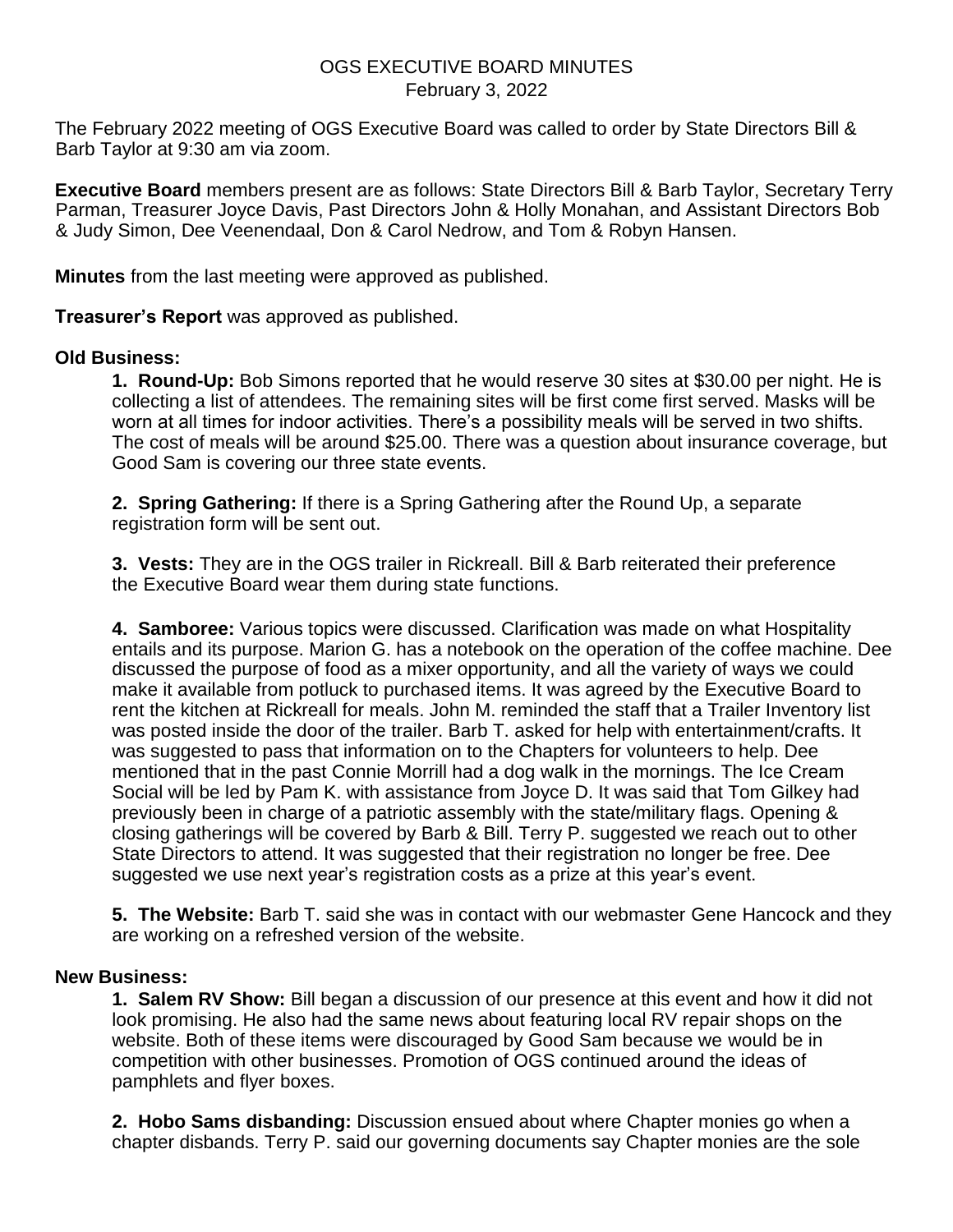# OGS EXECUTIVE BOARD MINUTES

February 3, 2022

The February 2022 meeting of OGS Executive Board was called to order by State Directors Bill & Barb Taylor at 9:30 am via zoom.

**Executive Board** members present are as follows: State Directors Bill & Barb Taylor, Secretary Terry Parman, Treasurer Joyce Davis, Past Directors John & Holly Monahan, and Assistant Directors Bob & Judy Simon, Dee Veenendaal, Don & Carol Nedrow, and Tom & Robyn Hansen.

**Minutes** from the last meeting were approved as published.

**Treasurer's Report** was approved as published.

**Old Business:**

**1. Round-Up:** Bob Simons reported that he would reserve 30 sites at $30.00 per night. He is collecting a list of attendees. The remaining sites will be first come first served. Masks will be worn at all times for indoor activities. There's a possibility meals will be served in two shifts. The cost of meals will be around $25.00. There was a question about insurance coverage, but Good Sam is covering our three state events.

**2. Spring Gathering:** If there is a Spring Gathering after the Round Up, a separate registration form will be sent out.

**3. Vests:** They are in the OGS trailer in Rickreall. Bill & Barb reiterated their preference the Executive Board wear them during state functions.

**4. Samboree:** Various topics were discussed. Clarification was made on what Hospitality entails and its purpose. Marion G. has a notebook on the operation of the coffee machine. Dee discussed the purpose of food as a mixer opportunity, and all the variety of ways we could make it available from potluck to purchased items. It was agreed by the Executive Board to rent the kitchen at Rickreall for meals. John M. reminded the staff that a Trailer Inventory list was posted inside the door of the trailer. Barb T. asked for help with entertainment/crafts. It was suggested to pass that information on to the Chapters for volunteers to help. Dee mentioned that in the past Connie Morrill had a dog walk in the mornings. The Ice Cream Social will be led by Pam K. with assistance from Joyce D. It was said that Tom Gilkey had previously been in charge of a patriotic assembly with the state/military flags. Opening & closing gatherings will be covered by Barb & Bill. Terry P. suggested we reach out to other State Directors to attend. It was suggested that their registration no longer be free. Dee suggested we use next year's registration costs as a prize at this year's event.

**5. The Website:** Barb T. said she was in contact with our webmaster Gene Hancock and they are working on a refreshed version of the website.

**New Business:**

**1. Salem RV Show:** Bill began a discussion of our presence at this event and how it did not look promising. He also had the same news about featuring local RV repair shops on the website. Both of these items were discouraged by Good Sam because we would be in competition with other businesses. Promotion of OGS continued around the ideas of pamphlets and flyer boxes.

**2. Hobo Sams disbanding:** Discussion ensued about where Chapter monies go when a chapter disbands. Terry P. said our governing documents say Chapter monies are the sole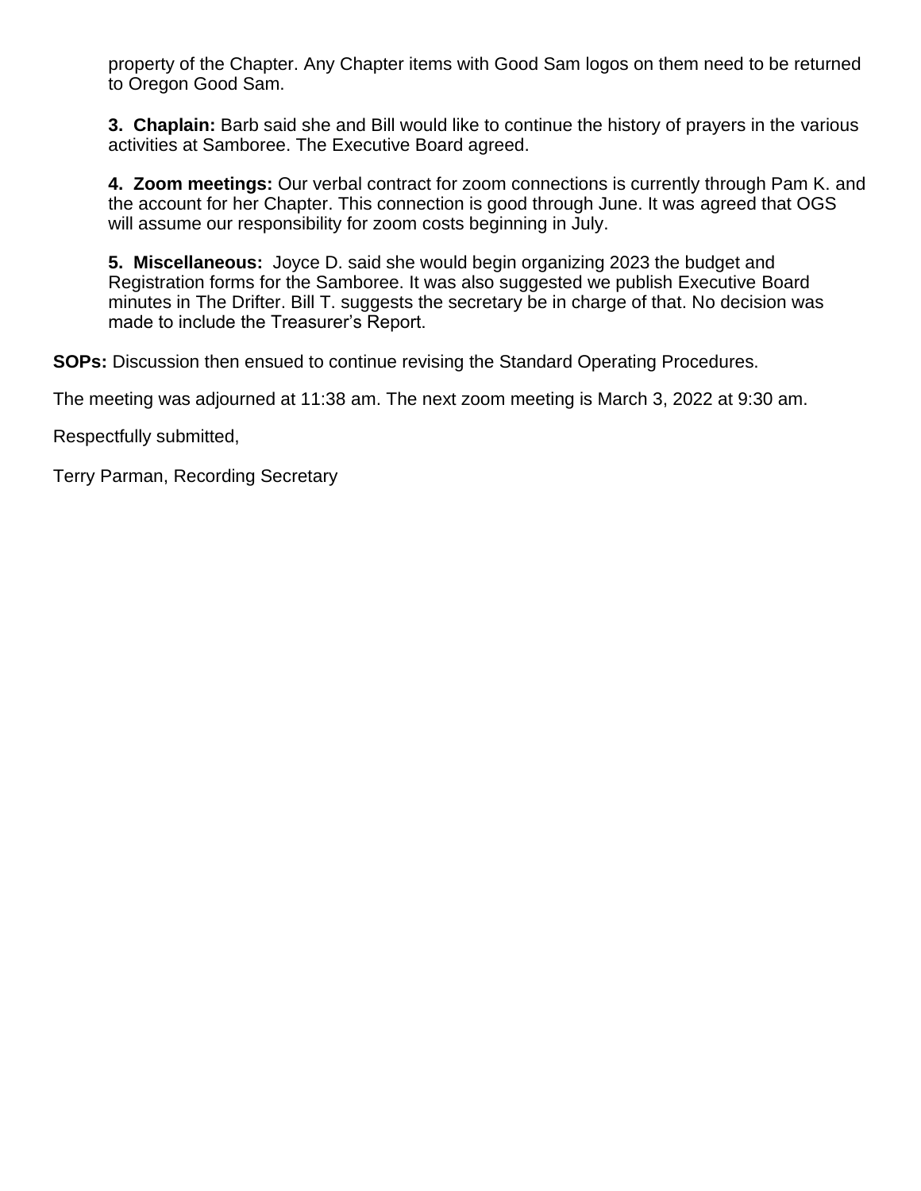property of the Chapter. Any Chapter items with Good Sam logos on them need to be returned to Oregon Good Sam.

**3. Chaplain:** Barb said she and Bill would like to continue the history of prayers in the various activities at Samboree. The Executive Board agreed.

**4. Zoom meetings:** Our verbal contract for zoom connections is currently through Pam K. and the account for her Chapter. This connection is good through June. It was agreed that OGS will assume our responsibility for zoom costs beginning in July.

**5. Miscellaneous:** Joyce D. said she would begin organizing 2023 the budget and Registration forms for the Samboree. It was also suggested we publish Executive Board minutes in The Drifter. Bill T. suggests the secretary be in charge of that. No decision was made to include the Treasurer's Report.

**SOPs:** Discussion then ensued to continue revising the Standard Operating Procedures.

The meeting was adjourned at 11:38 am. The next zoom meeting is March 3, 2022 at 9:30 am.

Respectfully submitted,

Terry Parman, Recording Secretary